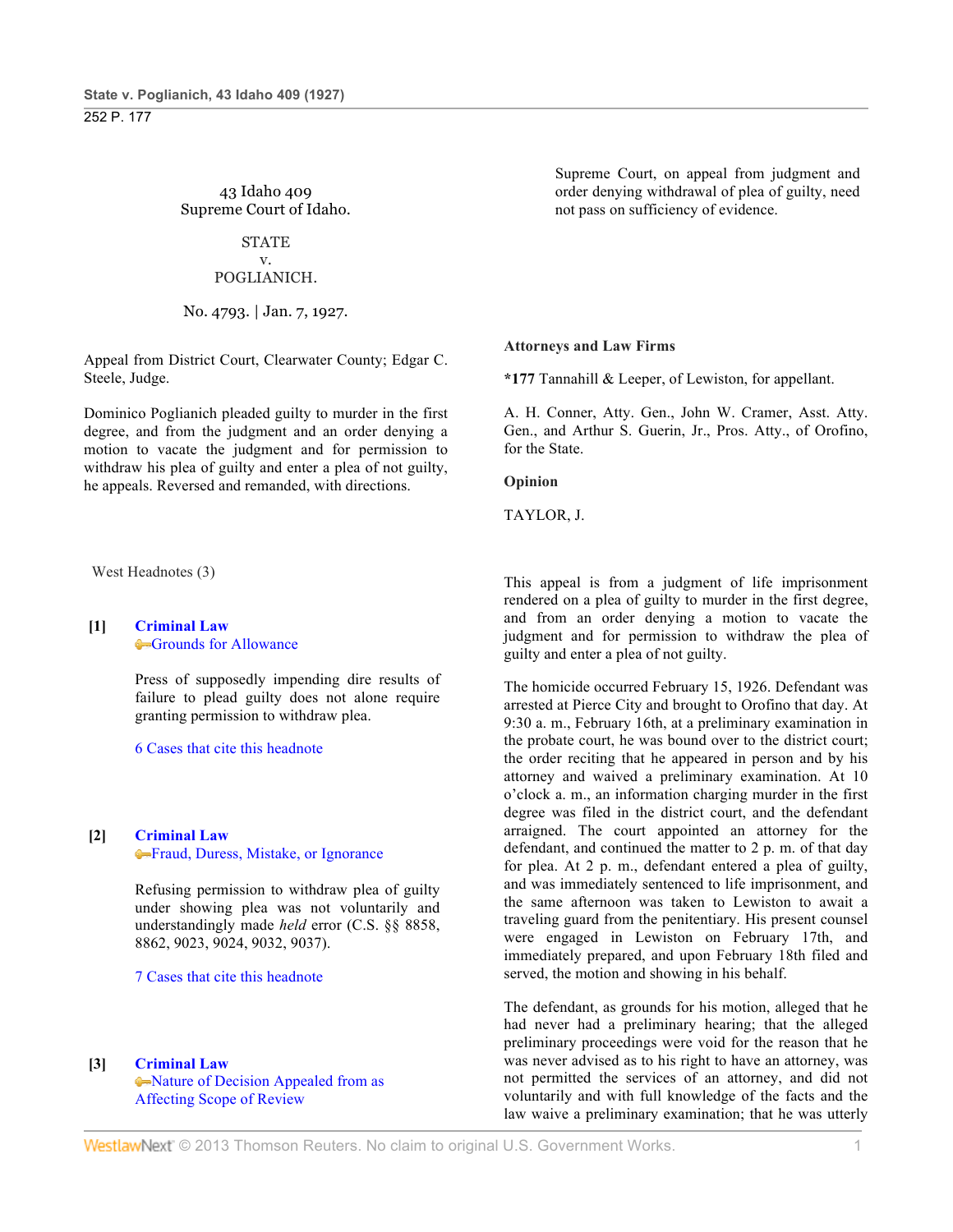43 Idaho 409
Supreme Court of Idaho.

STATE
v.
POGLIANICH.

No. 4793. | Jan. 7, 1927.

Appeal from District Court, Clearwater County; Edgar C. Steele, Judge.

Dominico Poglianich pleaded guilty to murder in the first degree, and from the judgment and an order denying a motion to vacate the judgment and for permission to withdraw his plea of guilty and enter a plea of not guilty, he appeals. Reversed and remanded, with directions.

West Headnotes (3)

**[1] Criminal Law**
Grounds for Allowance

Press of supposedly impending dire results of failure to plead guilty does not alone require granting permission to withdraw plea.

6 Cases that cite this headnote

**[2] Criminal Law**
Fraud, Duress, Mistake, or Ignorance

Refusing permission to withdraw plea of guilty under showing plea was not voluntarily and understandingly made *held* error (C.S. §§ 8858, 8862, 9023, 9024, 9032, 9037).

7 Cases that cite this headnote

**[3] Criminal Law**
Nature of Decision Appealed from as Affecting Scope of Review

Supreme Court, on appeal from judgment and order denying withdrawal of plea of guilty, need not pass on sufficiency of evidence.

**Attorneys and Law Firms**

**\*177** Tannahill & Leeper, of Lewiston, for appellant.

A. H. Conner, Atty. Gen., John W. Cramer, Asst. Atty. Gen., and Arthur S. Guerin, Jr., Pros. Atty., of Orofino, for the State.

**Opinion**

TAYLOR, J.

This appeal is from a judgment of life imprisonment rendered on a plea of guilty to murder in the first degree, and from an order denying a motion to vacate the judgment and for permission to withdraw the plea of guilty and enter a plea of not guilty.

The homicide occurred February 15, 1926. Defendant was arrested at Pierce City and brought to Orofino that day. At 9:30 a. m., February 16th, at a preliminary examination in the probate court, he was bound over to the district court; the order reciting that he appeared in person and by his attorney and waived a preliminary examination. At 10 o'clock a. m., an information charging murder in the first degree was filed in the district court, and the defendant arraigned. The court appointed an attorney for the defendant, and continued the matter to 2 p. m. of that day for plea. At 2 p. m., defendant entered a plea of guilty, and was immediately sentenced to life imprisonment, and the same afternoon was taken to Lewiston to await a traveling guard from the penitentiary. His present counsel were engaged in Lewiston on February 17th, and immediately prepared, and upon February 18th filed and served, the motion and showing in his behalf.

The defendant, as grounds for his motion, alleged that he had never had a preliminary hearing; that the alleged preliminary proceedings were void for the reason that he was never advised as to his right to have an attorney, was not permitted the services of an attorney, and did not voluntarily and with full knowledge of the facts and the law waive a preliminary examination; that he was utterly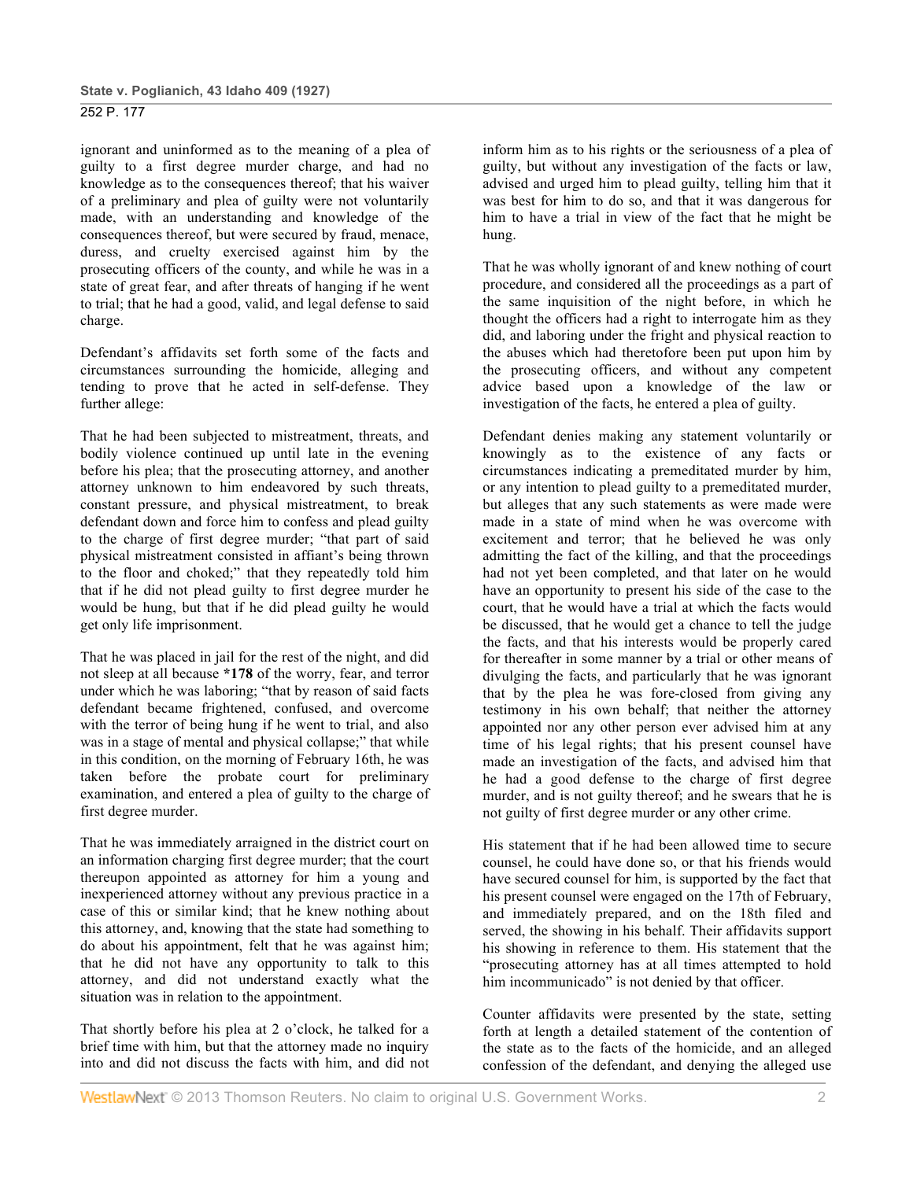ignorant and uninformed as to the meaning of a plea of guilty to a first degree murder charge, and had no knowledge as to the consequences thereof; that his waiver of a preliminary and plea of guilty were not voluntarily made, with an understanding and knowledge of the consequences thereof, but were secured by fraud, menace, duress, and cruelty exercised against him by the prosecuting officers of the county, and while he was in a state of great fear, and after threats of hanging if he went to trial; that he had a good, valid, and legal defense to said charge.

Defendant's affidavits set forth some of the facts and circumstances surrounding the homicide, alleging and tending to prove that he acted in self-defense. They further allege:

That he had been subjected to mistreatment, threats, and bodily violence continued up until late in the evening before his plea; that the prosecuting attorney, and another attorney unknown to him endeavored by such threats, constant pressure, and physical mistreatment, to break defendant down and force him to confess and plead guilty to the charge of first degree murder; "that part of said physical mistreatment consisted in affiant's being thrown to the floor and choked;" that they repeatedly told him that if he did not plead guilty to first degree murder he would be hung, but that if he did plead guilty he would get only life imprisonment.

That he was placed in jail for the rest of the night, and did not sleep at all because **\*178** of the worry, fear, and terror under which he was laboring; "that by reason of said facts defendant became frightened, confused, and overcome with the terror of being hung if he went to trial, and also was in a stage of mental and physical collapse;" that while in this condition, on the morning of February 16th, he was taken before the probate court for preliminary examination, and entered a plea of guilty to the charge of first degree murder.

That he was immediately arraigned in the district court on an information charging first degree murder; that the court thereupon appointed as attorney for him a young and inexperienced attorney without any previous practice in a case of this or similar kind; that he knew nothing about this attorney, and, knowing that the state had something to do about his appointment, felt that he was against him; that he did not have any opportunity to talk to this attorney, and did not understand exactly what the situation was in relation to the appointment.

That shortly before his plea at 2 o'clock, he talked for a brief time with him, but that the attorney made no inquiry into and did not discuss the facts with him, and did not inform him as to his rights or the seriousness of a plea of guilty, but without any investigation of the facts or law, advised and urged him to plead guilty, telling him that it was best for him to do so, and that it was dangerous for him to have a trial in view of the fact that he might be hung.

That he was wholly ignorant of and knew nothing of court procedure, and considered all the proceedings as a part of the same inquisition of the night before, in which he thought the officers had a right to interrogate him as they did, and laboring under the fright and physical reaction to the abuses which had theretofore been put upon him by the prosecuting officers, and without any competent advice based upon a knowledge of the law or investigation of the facts, he entered a plea of guilty.

Defendant denies making any statement voluntarily or knowingly as to the existence of any facts or circumstances indicating a premeditated murder by him, or any intention to plead guilty to a premeditated murder, but alleges that any such statements as were made were made in a state of mind when he was overcome with excitement and terror; that he believed he was only admitting the fact of the killing, and that the proceedings had not yet been completed, and that later on he would have an opportunity to present his side of the case to the court, that he would have a trial at which the facts would be discussed, that he would get a chance to tell the judge the facts, and that his interests would be properly cared for thereafter in some manner by a trial or other means of divulging the facts, and particularly that he was ignorant that by the plea he was fore-closed from giving any testimony in his own behalf; that neither the attorney appointed nor any other person ever advised him at any time of his legal rights; that his present counsel have made an investigation of the facts, and advised him that he had a good defense to the charge of first degree murder, and is not guilty thereof; and he swears that he is not guilty of first degree murder or any other crime.

His statement that if he had been allowed time to secure counsel, he could have done so, or that his friends would have secured counsel for him, is supported by the fact that his present counsel were engaged on the 17th of February, and immediately prepared, and on the 18th filed and served, the showing in his behalf. Their affidavits support his showing in reference to them. His statement that the "prosecuting attorney has at all times attempted to hold him incommunicado" is not denied by that officer.

Counter affidavits were presented by the state, setting forth at length a detailed statement of the contention of the state as to the facts of the homicide, and an alleged confession of the defendant, and denying the alleged use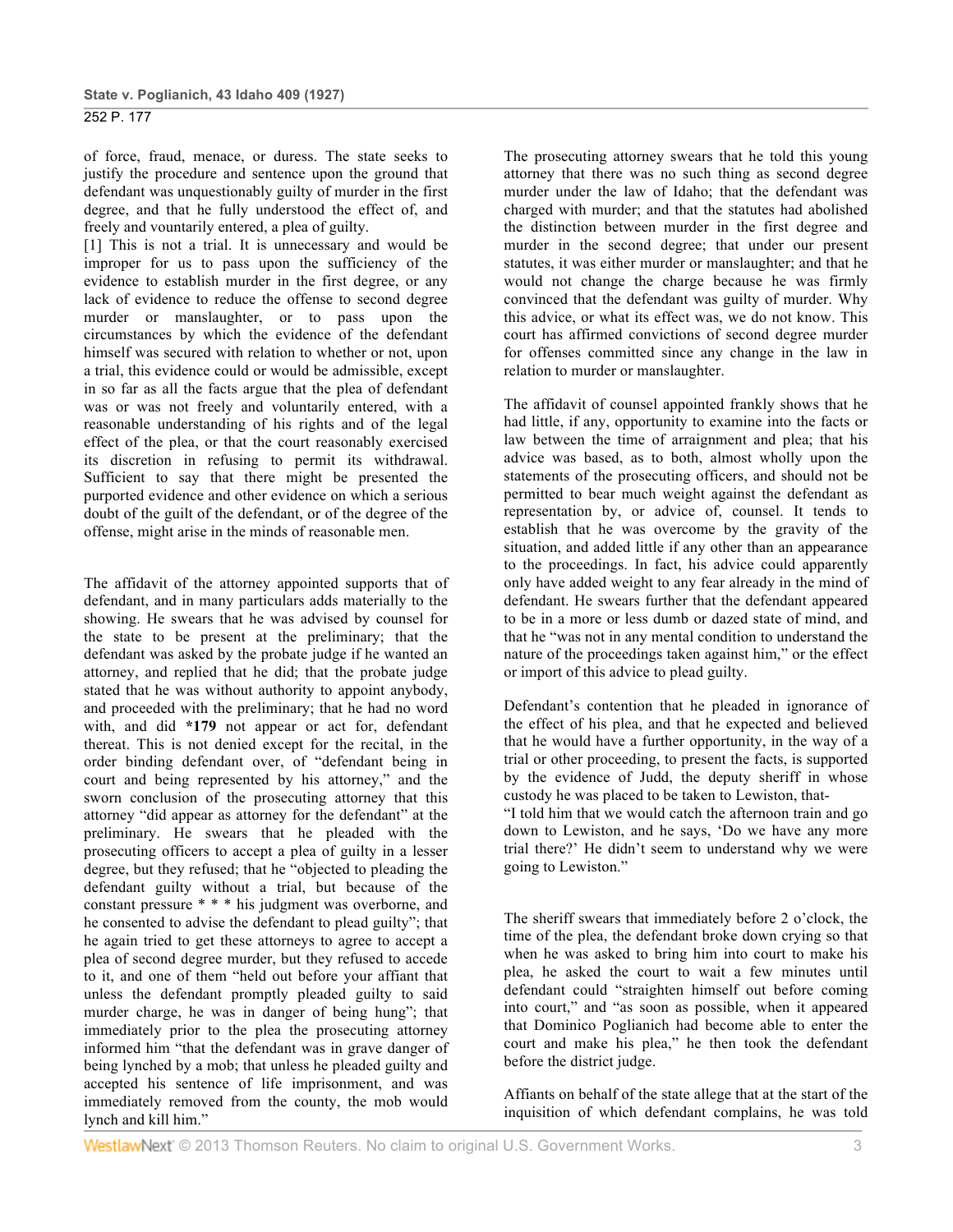of force, fraud, menace, or duress. The state seeks to justify the procedure and sentence upon the ground that defendant was unquestionably guilty of murder in the first degree, and that he fully understood the effect of, and freely and vountarily entered, a plea of guilty.

[1] This is not a trial. It is unnecessary and would be improper for us to pass upon the sufficiency of the evidence to establish murder in the first degree, or any lack of evidence to reduce the offense to second degree murder or manslaughter, or to pass upon the circumstances by which the evidence of the defendant himself was secured with relation to whether or not, upon a trial, this evidence could or would be admissible, except in so far as all the facts argue that the plea of defendant was or was not freely and voluntarily entered, with a reasonable understanding of his rights and of the legal effect of the plea, or that the court reasonably exercised its discretion in refusing to permit its withdrawal. Sufficient to say that there might be presented the purported evidence and other evidence on which a serious doubt of the guilt of the defendant, or of the degree of the offense, might arise in the minds of reasonable men.

The affidavit of the attorney appointed supports that of defendant, and in many particulars adds materially to the showing. He swears that he was advised by counsel for the state to be present at the preliminary; that the defendant was asked by the probate judge if he wanted an attorney, and replied that he did; that the probate judge stated that he was without authority to appoint anybody, and proceeded with the preliminary; that he had no word with, and did **\*179** not appear or act for, defendant thereat. This is not denied except for the recital, in the order binding defendant over, of "defendant being in court and being represented by his attorney," and the sworn conclusion of the prosecuting attorney that this attorney "did appear as attorney for the defendant" at the preliminary. He swears that he pleaded with the prosecuting officers to accept a plea of guilty in a lesser degree, but they refused; that he "objected to pleading the defendant guilty without a trial, but because of the constant pressure * * * his judgment was overborne, and he consented to advise the defendant to plead guilty"; that he again tried to get these attorneys to agree to accept a plea of second degree murder, but they refused to accede to it, and one of them "held out before your affiant that unless the defendant promptly pleaded guilty to said murder charge, he was in danger of being hung"; that immediately prior to the plea the prosecuting attorney informed him "that the defendant was in grave danger of being lynched by a mob; that unless he pleaded guilty and accepted his sentence of life imprisonment, and was immediately removed from the county, the mob would lynch and kill him."

The prosecuting attorney swears that he told this young attorney that there was no such thing as second degree murder under the law of Idaho; that the defendant was charged with murder; and that the statutes had abolished the distinction between murder in the first degree and murder in the second degree; that under our present statutes, it was either murder or manslaughter; and that he would not change the charge because he was firmly convinced that the defendant was guilty of murder. Why this advice, or what its effect was, we do not know. This court has affirmed convictions of second degree murder for offenses committed since any change in the law in relation to murder or manslaughter.

The affidavit of counsel appointed frankly shows that he had little, if any, opportunity to examine into the facts or law between the time of arraignment and plea; that his advice was based, as to both, almost wholly upon the statements of the prosecuting officers, and should not be permitted to bear much weight against the defendant as representation by, or advice of, counsel. It tends to establish that he was overcome by the gravity of the situation, and added little if any other than an appearance to the proceedings. In fact, his advice could apparently only have added weight to any fear already in the mind of defendant. He swears further that the defendant appeared to be in a more or less dumb or dazed state of mind, and that he "was not in any mental condition to understand the nature of the proceedings taken against him," or the effect or import of this advice to plead guilty.

Defendant's contention that he pleaded in ignorance of the effect of his plea, and that he expected and believed that he would have a further opportunity, in the way of a trial or other proceeding, to present the facts, is supported by the evidence of Judd, the deputy sheriff in whose custody he was placed to be taken to Lewiston, that-

"I told him that we would catch the afternoon train and go down to Lewiston, and he says, 'Do we have any more trial there?' He didn't seem to understand why we were going to Lewiston."

The sheriff swears that immediately before 2 o'clock, the time of the plea, the defendant broke down crying so that when he was asked to bring him into court to make his plea, he asked the court to wait a few minutes until defendant could "straighten himself out before coming into court," and "as soon as possible, when it appeared that Dominico Poglianich had become able to enter the court and make his plea," he then took the defendant before the district judge.

Affiants on behalf of the state allege that at the start of the inquisition of which defendant complains, he was told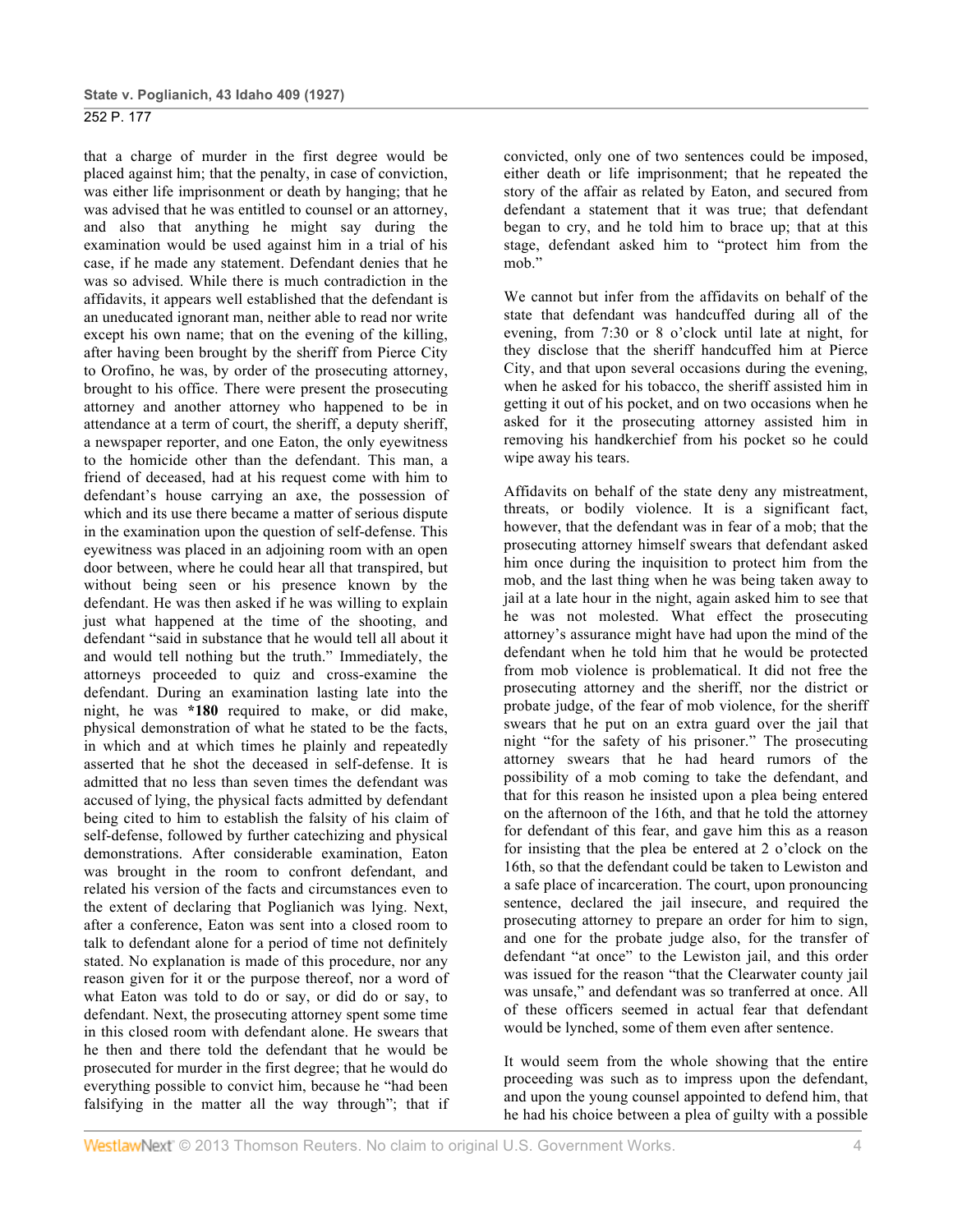that a charge of murder in the first degree would be placed against him; that the penalty, in case of conviction, was either life imprisonment or death by hanging; that he was advised that he was entitled to counsel or an attorney, and also that anything he might say during the examination would be used against him in a trial of his case, if he made any statement. Defendant denies that he was so advised. While there is much contradiction in the affidavits, it appears well established that the defendant is an uneducated ignorant man, neither able to read nor write except his own name; that on the evening of the killing, after having been brought by the sheriff from Pierce City to Orofino, he was, by order of the prosecuting attorney, brought to his office. There were present the prosecuting attorney and another attorney who happened to be in attendance at a term of court, the sheriff, a deputy sheriff, a newspaper reporter, and one Eaton, the only eyewitness to the homicide other than the defendant. This man, a friend of deceased, had at his request come with him to defendant's house carrying an axe, the possession of which and its use there became a matter of serious dispute in the examination upon the question of self-defense. This eyewitness was placed in an adjoining room with an open door between, where he could hear all that transpired, but without being seen or his presence known by the defendant. He was then asked if he was willing to explain just what happened at the time of the shooting, and defendant "said in substance that he would tell all about it and would tell nothing but the truth." Immediately, the attorneys proceeded to quiz and cross-examine the defendant. During an examination lasting late into the night, he was **\*180** required to make, or did make, physical demonstration of what he stated to be the facts, in which and at which times he plainly and repeatedly asserted that he shot the deceased in self-defense. It is admitted that no less than seven times the defendant was accused of lying, the physical facts admitted by defendant being cited to him to establish the falsity of his claim of self-defense, followed by further catechizing and physical demonstrations. After considerable examination, Eaton was brought in the room to confront defendant, and related his version of the facts and circumstances even to the extent of declaring that Poglianich was lying. Next, after a conference, Eaton was sent into a closed room to talk to defendant alone for a period of time not definitely stated. No explanation is made of this procedure, nor any reason given for it or the purpose thereof, nor a word of what Eaton was told to do or say, or did do or say, to defendant. Next, the prosecuting attorney spent some time in this closed room with defendant alone. He swears that he then and there told the defendant that he would be prosecuted for murder in the first degree; that he would do everything possible to convict him, because he "had been falsifying in the matter all the way through"; that if convicted, only one of two sentences could be imposed, either death or life imprisonment; that he repeated the story of the affair as related by Eaton, and secured from defendant a statement that it was true; that defendant began to cry, and he told him to brace up; that at this stage, defendant asked him to "protect him from the mob."

We cannot but infer from the affidavits on behalf of the state that defendant was handcuffed during all of the evening, from 7:30 or 8 o'clock until late at night, for they disclose that the sheriff handcuffed him at Pierce City, and that upon several occasions during the evening, when he asked for his tobacco, the sheriff assisted him in getting it out of his pocket, and on two occasions when he asked for it the prosecuting attorney assisted him in removing his handkerchief from his pocket so he could wipe away his tears.

Affidavits on behalf of the state deny any mistreatment, threats, or bodily violence. It is a significant fact, however, that the defendant was in fear of a mob; that the prosecuting attorney himself swears that defendant asked him once during the inquisition to protect him from the mob, and the last thing when he was being taken away to jail at a late hour in the night, again asked him to see that he was not molested. What effect the prosecuting attorney's assurance might have had upon the mind of the defendant when he told him that he would be protected from mob violence is problematical. It did not free the prosecuting attorney and the sheriff, nor the district or probate judge, of the fear of mob violence, for the sheriff swears that he put on an extra guard over the jail that night "for the safety of his prisoner." The prosecuting attorney swears that he had heard rumors of the possibility of a mob coming to take the defendant, and that for this reason he insisted upon a plea being entered on the afternoon of the 16th, and that he told the attorney for defendant of this fear, and gave him this as a reason for insisting that the plea be entered at 2 o'clock on the 16th, so that the defendant could be taken to Lewiston and a safe place of incarceration. The court, upon pronouncing sentence, declared the jail insecure, and required the prosecuting attorney to prepare an order for him to sign, and one for the probate judge also, for the transfer of defendant "at once" to the Lewiston jail, and this order was issued for the reason "that the Clearwater county jail was unsafe," and defendant was so tranferred at once. All of these officers seemed in actual fear that defendant would be lynched, some of them even after sentence.

It would seem from the whole showing that the entire proceeding was such as to impress upon the defendant, and upon the young counsel appointed to defend him, that he had his choice between a plea of guilty with a possible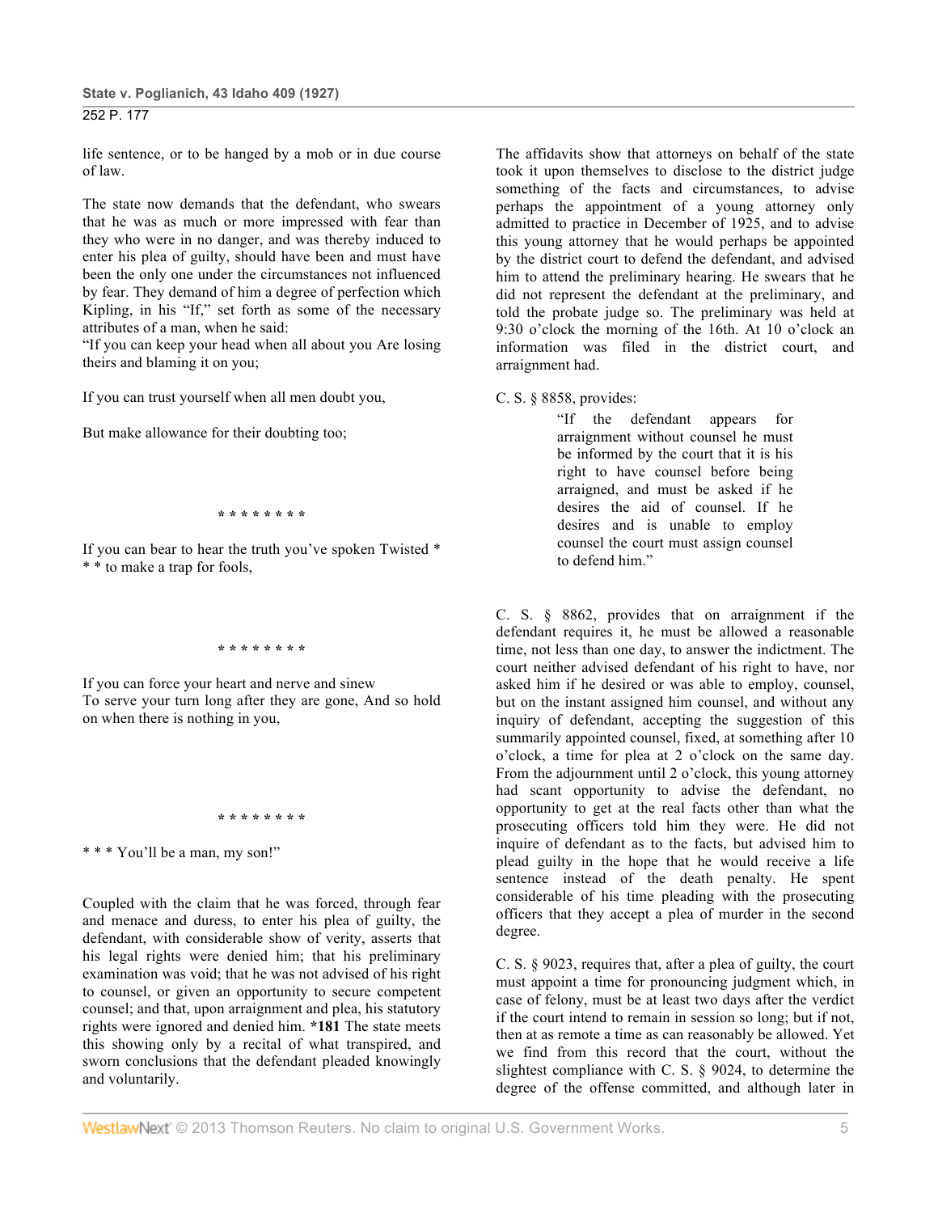life sentence, or to be hanged by a mob or in due course of law.

The state now demands that the defendant, who swears that he was as much or more impressed with fear than they who were in no danger, and was thereby induced to enter his plea of guilty, should have been and must have been the only one under the circumstances not influenced by fear. They demand of him a degree of perfection which Kipling, in his "If," set forth as some of the necessary attributes of a man, when he said:

"If you can keep your head when all about you Are losing theirs and blaming it on you;

If you can trust yourself when all men doubt you,

But make allowance for their doubting too;

\* \* \* \* \* \* \* \*

If you can bear to hear the truth you've spoken Twisted \* \* \* to make a trap for fools,

\* \* \* \* \* \* \* \*

If you can force your heart and nerve and sinew
To serve your turn long after they are gone, And so hold on when there is nothing in you,

\* \* \* \* \* \* \* \*

\* \* \* You'll be a man, my son!"

Coupled with the claim that he was forced, through fear and menace and duress, to enter his plea of guilty, the defendant, with considerable show of verity, asserts that his legal rights were denied him; that his preliminary examination was void; that he was not advised of his right to counsel, or given an opportunity to secure competent counsel; and that, upon arraignment and plea, his statutory rights were ignored and denied him. **\*181** The state meets this showing only by a recital of what transpired, and sworn conclusions that the defendant pleaded knowingly and voluntarily.

The affidavits show that attorneys on behalf of the state took it upon themselves to disclose to the district judge something of the facts and circumstances, to advise perhaps the appointment of a young attorney only admitted to practice in December of 1925, and to advise this young attorney that he would perhaps be appointed by the district court to defend the defendant, and advised him to attend the preliminary hearing. He swears that he did not represent the defendant at the preliminary, and told the probate judge so. The preliminary was held at 9:30 o'clock the morning of the 16th. At 10 o'clock an information was filed in the district court, and arraignment had.

C. S. § 8858, provides:

> "If the defendant appears for arraignment without counsel he must be informed by the court that it is his right to have counsel before being arraigned, and must be asked if he desires the aid of counsel. If he desires and is unable to employ counsel the court must assign counsel to defend him."

C. S. § 8862, provides that on arraignment if the defendant requires it, he must be allowed a reasonable time, not less than one day, to answer the indictment. The court neither advised defendant of his right to have, nor asked him if he desired or was able to employ, counsel, but on the instant assigned him counsel, and without any inquiry of defendant, accepting the suggestion of this summarily appointed counsel, fixed, at something after 10 o'clock, a time for plea at 2 o'clock on the same day. From the adjournment until 2 o'clock, this young attorney had scant opportunity to advise the defendant, no opportunity to get at the real facts other than what the prosecuting officers told him they were. He did not inquire of defendant as to the facts, but advised him to plead guilty in the hope that he would receive a life sentence instead of the death penalty. He spent considerable of his time pleading with the prosecuting officers that they accept a plea of murder in the second degree.

C. S. § 9023, requires that, after a plea of guilty, the court must appoint a time for pronouncing judgment which, in case of felony, must be at least two days after the verdict if the court intend to remain in session so long; but if not, then at as remote a time as can reasonably be allowed. Yet we find from this record that the court, without the slightest compliance with C. S. § 9024, to determine the degree of the offense committed, and although later in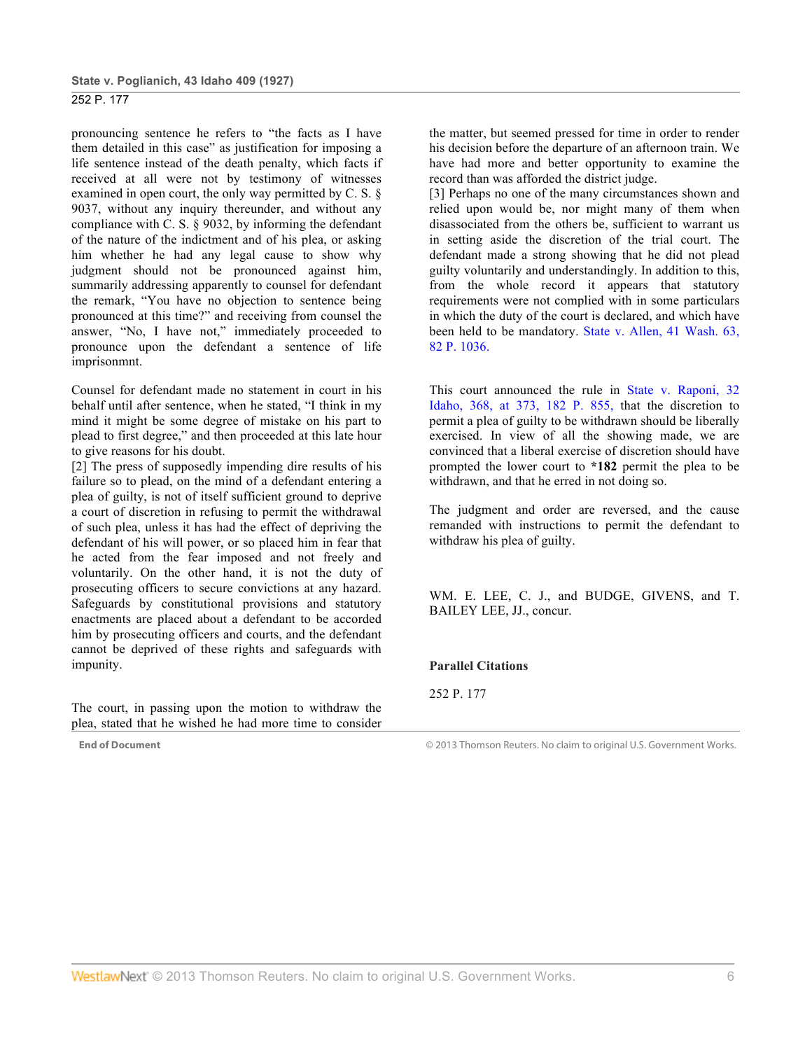pronouncing sentence he refers to "the facts as I have them detailed in this case" as justification for imposing a life sentence instead of the death penalty, which facts if received at all were not by testimony of witnesses examined in open court, the only way permitted by C. S. § 9037, without any inquiry thereunder, and without any compliance with C. S. § 9032, by informing the defendant of the nature of the indictment and of his plea, or asking him whether he had any legal cause to show why judgment should not be pronounced against him, summarily addressing apparently to counsel for defendant the remark, "You have no objection to sentence being pronounced at this time?" and receiving from counsel the answer, "No, I have not," immediately proceeded to pronounce upon the defendant a sentence of life imprisonmnt.

Counsel for defendant made no statement in court in his behalf until after sentence, when he stated, "I think in my mind it might be some degree of mistake on his part to plead to first degree," and then proceeded at this late hour to give reasons for his doubt.

[2] The press of supposedly impending dire results of his failure so to plead, on the mind of a defendant entering a plea of guilty, is not of itself sufficient ground to deprive a court of discretion in refusing to permit the withdrawal of such plea, unless it has had the effect of depriving the defendant of his will power, or so placed him in fear that he acted from the fear imposed and not freely and voluntarily. On the other hand, it is not the duty of prosecuting officers to secure convictions at any hazard. Safeguards by constitutional provisions and statutory enactments are placed about a defendant to be accorded him by prosecuting officers and courts, and the defendant cannot be deprived of these rights and safeguards with impunity.

The court, in passing upon the motion to withdraw the plea, stated that he wished he had more time to consider the matter, but seemed pressed for time in order to render his decision before the departure of an afternoon train. We have had more and better opportunity to examine the record than was afforded the district judge.

[3] Perhaps no one of the many circumstances shown and relied upon would be, nor might many of them when disassociated from the others be, sufficient to warrant us in setting aside the discretion of the trial court. The defendant made a strong showing that he did not plead guilty voluntarily and understandingly. In addition to this, from the whole record it appears that statutory requirements were not complied with in some particulars in which the duty of the court is declared, and which have been held to be mandatory. State v. Allen, 41 Wash. 63, 82 P. 1036.

This court announced the rule in State v. Raponi, 32 Idaho, 368, at 373, 182 P. 855, that the discretion to permit a plea of guilty to be withdrawn should be liberally exercised. In view of all the showing made, we are convinced that a liberal exercise of discretion should have prompted the lower court to **\*182** permit the plea to be withdrawn, and that he erred in not doing so.

The judgment and order are reversed, and the cause remanded with instructions to permit the defendant to withdraw his plea of guilty.

WM. E. LEE, C. J., and BUDGE, GIVENS, and T. BAILEY LEE, JJ., concur.

**Parallel Citations**

252 P. 177

**End of Document**

© 2013 Thomson Reuters. No claim to original U.S. Government Works.